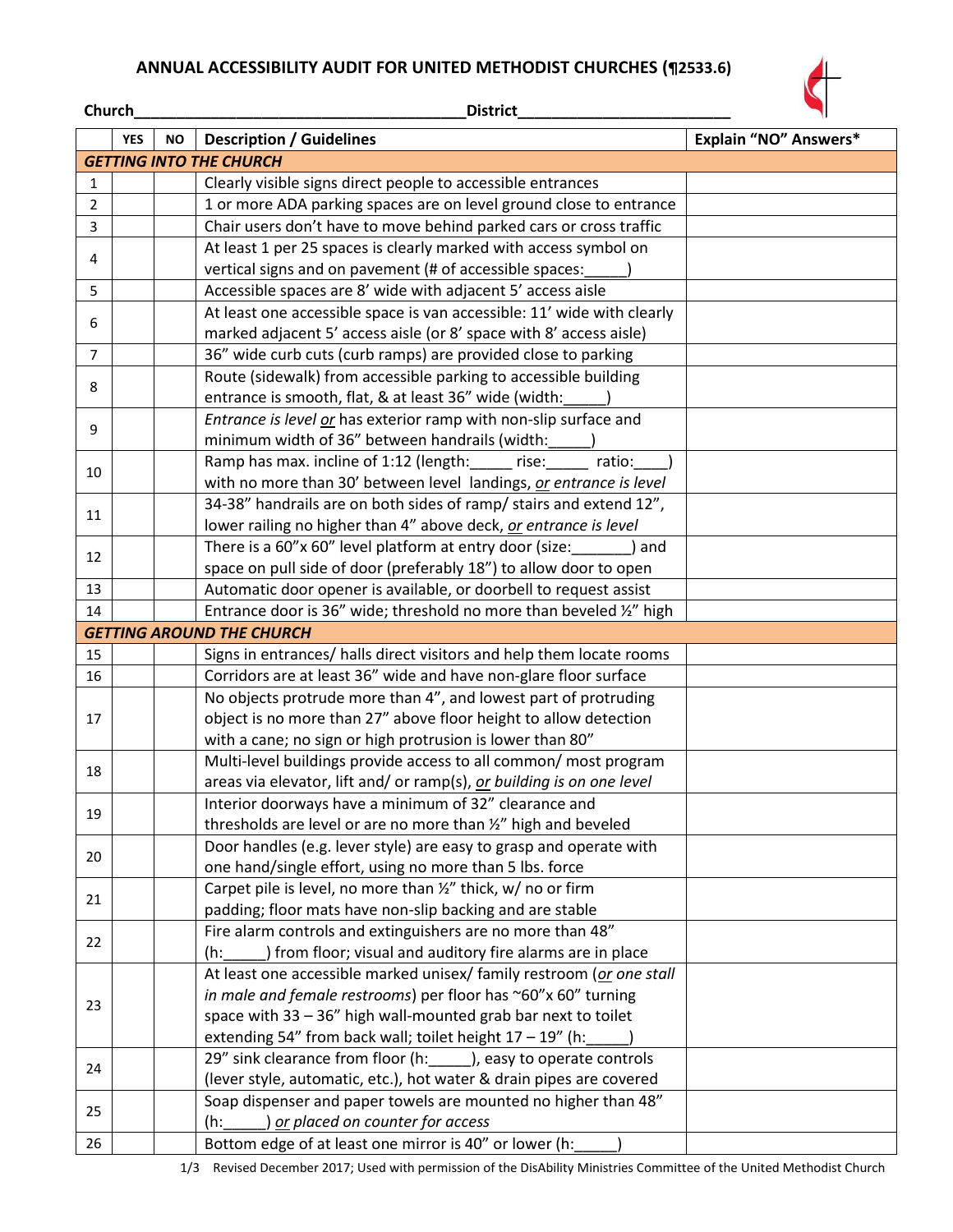# ANNUAL ACCESSIBILITY AUDIT FOR UNITED METHODIST CHURCHES (¶2533.6)

Church_______________________________________ District_________________________

| | YES | NO | Description / Guidelines | Explain "NO" Answers* |
|---|---|---|---|---|
| ***GETTING INTO THE CHURCH*** | | | | |
| 1 | | | Clearly visible signs direct people to accessible entrances | |
| 2 | | | 1 or more ADA parking spaces are on level ground close to entrance | |
| 3 | | | Chair users don't have to move behind parked cars or cross traffic | |
| 4 | | | At least 1 per 25 spaces is clearly marked with access symbol on vertical signs and on pavement (# of accessible spaces:_____) | |
| 5 | | | Accessible spaces are 8' wide with adjacent 5' access aisle | |
| 6 | | | At least one accessible space is van accessible: 11' wide with clearly marked adjacent 5' access aisle (or 8' space with 8' access aisle) | |
| 7 | | | 36" wide curb cuts (curb ramps) are provided close to parking | |
| 8 | | | Route (sidewalk) from accessible parking to accessible building entrance is smooth, flat, & at least 36" wide (width:_____) | |
| 9 | | | *Entrance is level* ***or*** has exterior ramp with non-slip surface and minimum width of 36" between handrails (width:_____) | |
| 10 | | | Ramp has max. incline of 1:12 (length:_____ rise:_____ ratio:____) with no more than 30' between level landings, ***or*** *entrance is level* | |
| 11 | | | 34-38" handrails are on both sides of ramp/ stairs and extend 12", lower railing no higher than 4" above deck, ***or*** *entrance is level* | |
| 12 | | | There is a 60"x 60" level platform at entry door (size:_______) and space on pull side of door (preferably 18") to allow door to open | |
| 13 | | | Automatic door opener is available, or doorbell to request assist | |
| 14 | | | Entrance door is 36" wide; threshold no more than beveled ½" high | |
| ***GETTING AROUND THE CHURCH*** | | | | |
| 15 | | | Signs in entrances/ halls direct visitors and help them locate rooms | |
| 16 | | | Corridors are at least 36" wide and have non-glare floor surface | |
| 17 | | | No objects protrude more than 4", and lowest part of protruding object is no more than 27" above floor height to allow detection with a cane; no sign or high protrusion is lower than 80" | |
| 18 | | | Multi-level buildings provide access to all common/ most program areas via elevator, lift and/ or ramp(s), ***or*** *building is on one level* | |
| 19 | | | Interior doorways have a minimum of 32" clearance and thresholds are level or are no more than ½" high and beveled | |
| 20 | | | Door handles (e.g. lever style) are easy to grasp and operate with one hand/single effort, using no more than 5 lbs. force | |
| 21 | | | Carpet pile is level, no more than ½" thick, w/ no or firm padding; floor mats have non-slip backing and are stable | |
| 22 | | | Fire alarm controls and extinguishers are no more than 48" (h:_____) from floor; visual and auditory fire alarms are in place | |
| 23 | | | At least one accessible marked unisex/ family restroom (***or*** *one stall in male and female restrooms*) per floor has ~60"x 60" turning space with 33 – 36" high wall-mounted grab bar next to toilet extending 54" from back wall; toilet height 17 – 19" (h:_____) | |
| 24 | | | 29" sink clearance from floor (h:_____), easy to operate controls (lever style, automatic, etc.), hot water & drain pipes are covered | |
| 25 | | | Soap dispenser and paper towels are mounted no higher than 48" (h:_____) ***or*** *placed on counter for access* | |
| 26 | | | Bottom edge of at least one mirror is 40" or lower (h:_____) | |

Revised December 2017; Used with permission of the DisAbility Ministries Committee of the United Methodist Church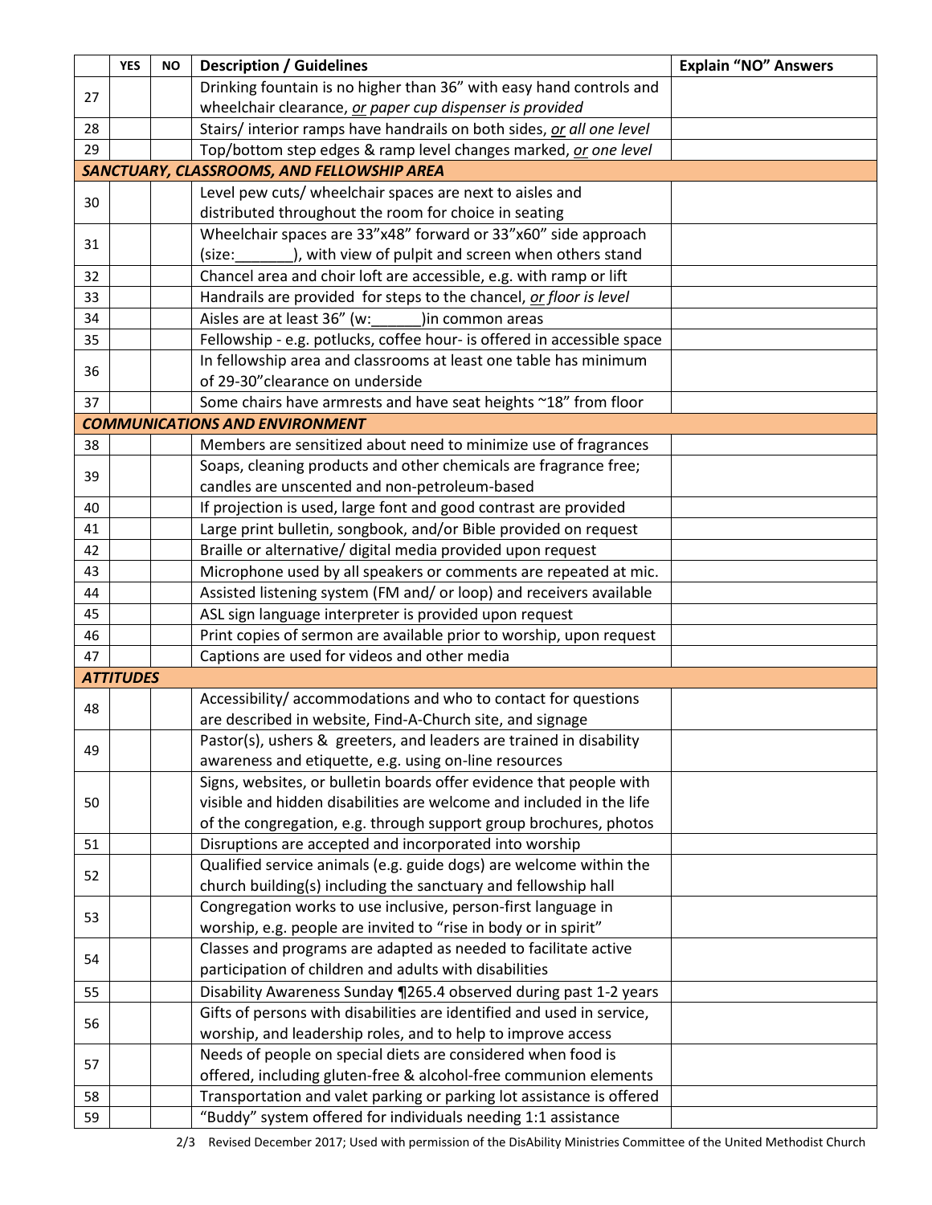| | YES | NO | Description / Guidelines | Explain "NO" Answers |
|---|---|---|---|---|
| 27 | | | Drinking fountain is no higher than 36" with easy hand controls and wheelchair clearance, *or paper cup dispenser is provided* | |
| 28 | | | Stairs/ interior ramps have handrails on both sides, *or all one level* | |
| 29 | | | Top/bottom step edges & ramp level changes marked, *or one level* | |
| ***SANCTUARY, CLASSROOMS, AND FELLOWSHIP AREA*** | | | | |
| 30 | | | Level pew cuts/ wheelchair spaces are next to aisles and distributed throughout the room for choice in seating | |
| 31 | | | Wheelchair spaces are 33"x48" forward or 33"x60" side approach (size:_______), with view of pulpit and screen when others stand | |
| 32 | | | Chancel area and choir loft are accessible, e.g. with ramp or lift | |
| 33 | | | Handrails are provided for steps to the chancel, *or floor is level* | |
| 34 | | | Aisles are at least 36" (w:______)in common areas | |
| 35 | | | Fellowship - e.g. potlucks, coffee hour- is offered in accessible space | |
| 36 | | | In fellowship area and classrooms at least one table has minimum of 29-30"clearance on underside | |
| 37 | | | Some chairs have armrests and have seat heights ~18" from floor | |
| ***COMMUNICATIONS AND ENVIRONMENT*** | | | | |
| 38 | | | Members are sensitized about need to minimize use of fragrances | |
| 39 | | | Soaps, cleaning products and other chemicals are fragrance free; candles are unscented and non-petroleum-based | |
| 40 | | | If projection is used, large font and good contrast are provided | |
| 41 | | | Large print bulletin, songbook, and/or Bible provided on request | |
| 42 | | | Braille or alternative/ digital media provided upon request | |
| 43 | | | Microphone used by all speakers or comments are repeated at mic. | |
| 44 | | | Assisted listening system (FM and/ or loop) and receivers available | |
| 45 | | | ASL sign language interpreter is provided upon request | |
| 46 | | | Print copies of sermon are available prior to worship, upon request | |
| 47 | | | Captions are used for videos and other media | |
| ***ATTITUDES*** | | | | |
| 48 | | | Accessibility/ accommodations and who to contact for questions are described in website, Find-A-Church site, and signage | |
| 49 | | | Pastor(s), ushers & greeters, and leaders are trained in disability awareness and etiquette, e.g. using on-line resources | |
| 50 | | | Signs, websites, or bulletin boards offer evidence that people with visible and hidden disabilities are welcome and included in the life of the congregation, e.g. through support group brochures, photos | |
| 51 | | | Disruptions are accepted and incorporated into worship | |
| 52 | | | Qualified service animals (e.g. guide dogs) are welcome within the church building(s) including the sanctuary and fellowship hall | |
| 53 | | | Congregation works to use inclusive, person-first language in worship, e.g. people are invited to "rise in body or in spirit" | |
| 54 | | | Classes and programs are adapted as needed to facilitate active participation of children and adults with disabilities | |
| 55 | | | Disability Awareness Sunday ¶265.4 observed during past 1-2 years | |
| 56 | | | Gifts of persons with disabilities are identified and used in service, worship, and leadership roles, and to help to improve access | |
| 57 | | | Needs of people on special diets are considered when food is offered, including gluten-free & alcohol-free communion elements | |
| 58 | | | Transportation and valet parking or parking lot assistance is offered | |
| 59 | | | "Buddy" system offered for individuals needing 1:1 assistance | |

Revised December 2017; Used with permission of the DisAbility Ministries Committee of the United Methodist Church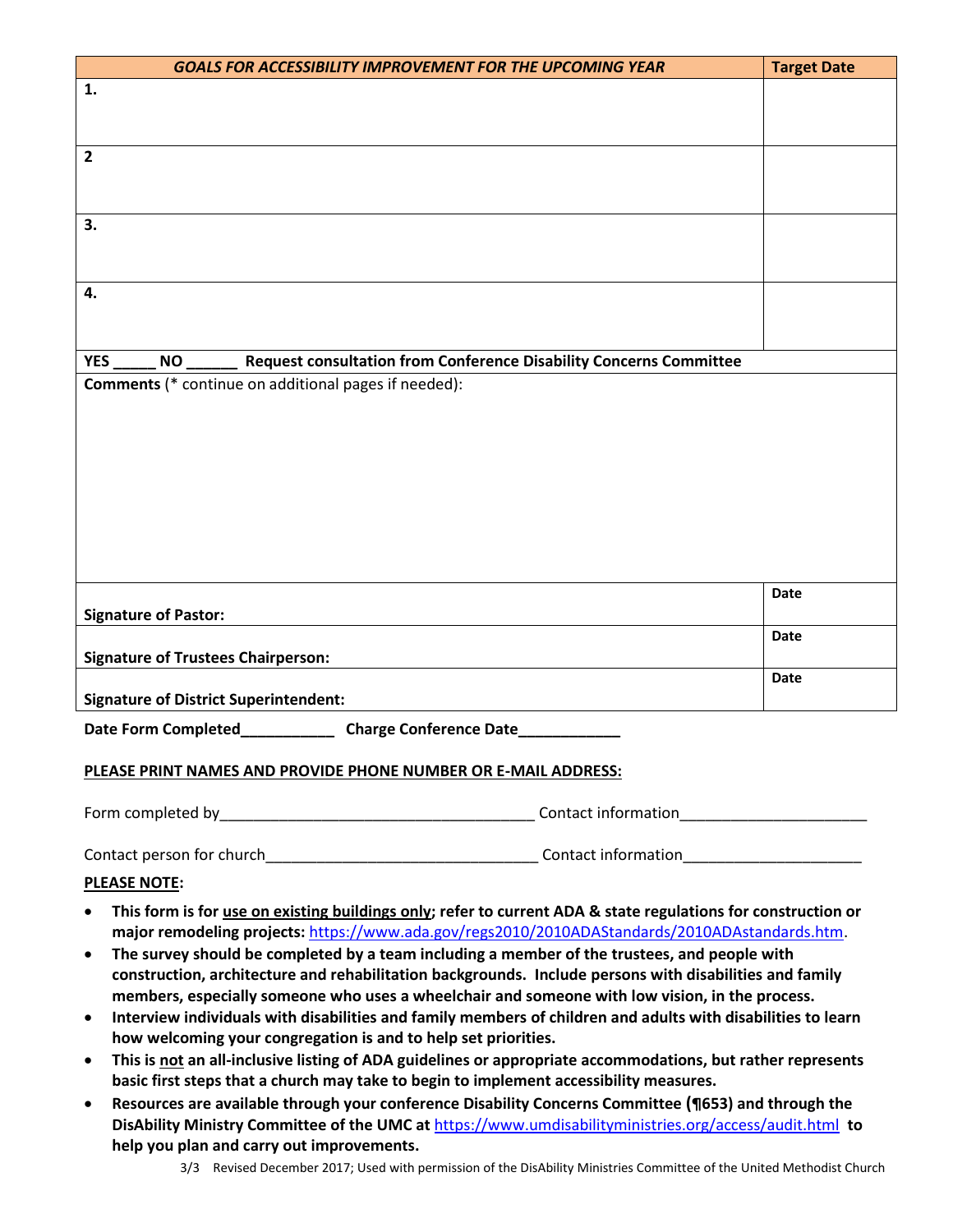| *GOALS FOR ACCESSIBILITY IMPROVEMENT FOR THE UPCOMING YEAR* | Target Date |
|---|---|
| **1.** | |
| **2** | |
| **3.** | |
| **4.** | |

**YES _____ NO ______ Request consultation from Conference Disability Concerns Committee**

**Comments** (* continue on additional pages if needed):

| | |
|---|---|
| **Signature of Pastor:** | **Date** |
| **Signature of Trustees Chairperson:** | **Date** |
| **Signature of District Superintendent:** | **Date** |

**Date Form Completed___________ Charge Conference Date____________**

**PLEASE PRINT NAMES AND PROVIDE PHONE NUMBER OR E-MAIL ADDRESS:**

Form completed by_____________________________________ Contact information______________________

Contact person for church________________________________ Contact information_____________________

**PLEASE NOTE:**

- **This form is for use on existing buildings only; refer to current ADA & state regulations for construction or major remodeling projects:** https://www.ada.gov/regs2010/2010ADAStandards/2010ADAstandards.htm.
- **The survey should be completed by a team including a member of the trustees, and people with construction, architecture and rehabilitation backgrounds. Include persons with disabilities and family members, especially someone who uses a wheelchair and someone with low vision, in the process.**
- **Interview individuals with disabilities and family members of children and adults with disabilities to learn how welcoming your congregation is and to help set priorities.**
- **This is not an all-inclusive listing of ADA guidelines or appropriate accommodations, but rather represents basic first steps that a church may take to begin to implement accessibility measures.**
- **Resources are available through your conference Disability Concerns Committee (¶653) and through the DisAbility Ministry Committee of the UMC at** https://www.umdisabilityministries.org/access/audit.html **to help you plan and carry out improvements.**

Revised December 2017; Used with permission of the DisAbility Ministries Committee of the United Methodist Church